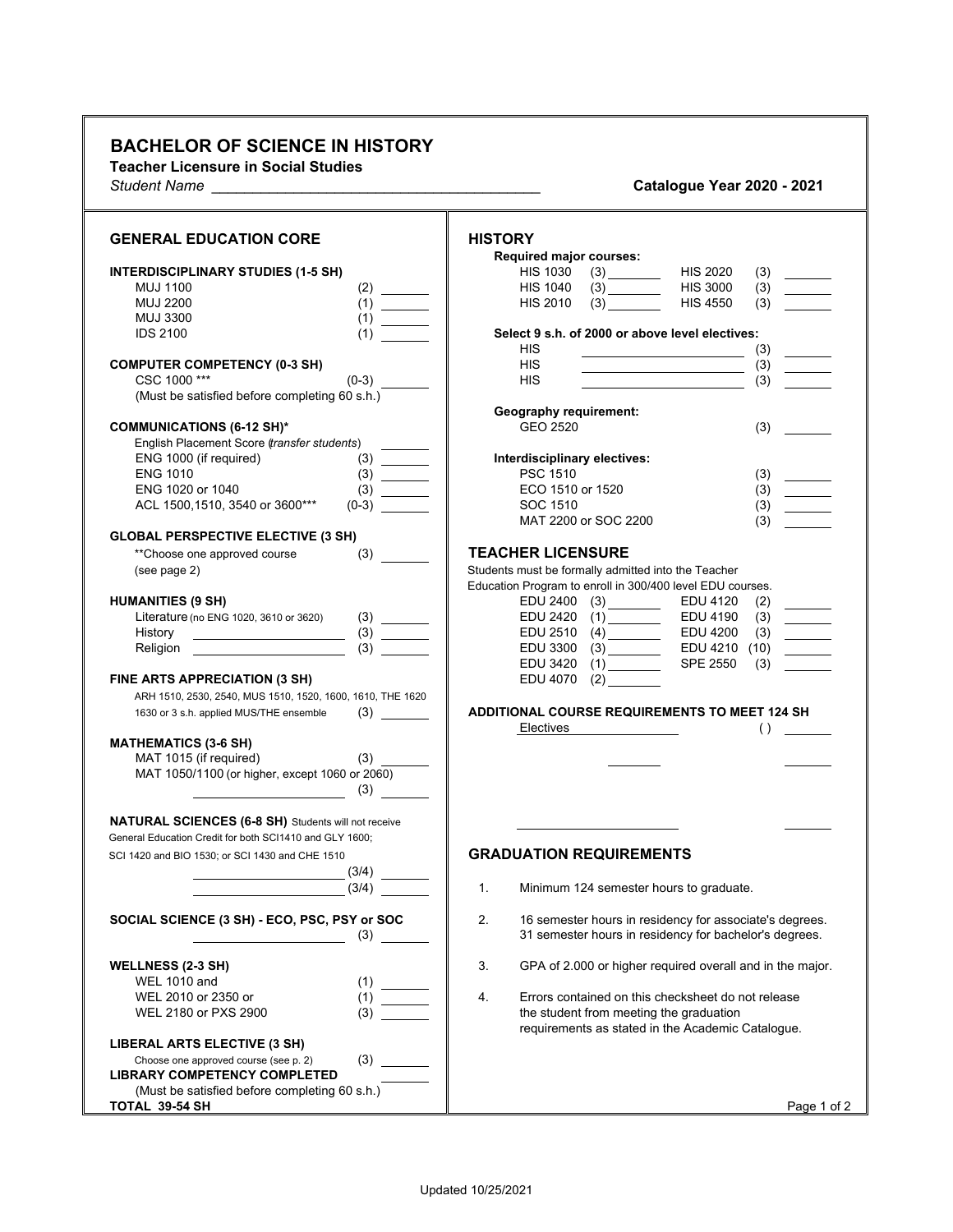# BACHELOR OF SCIENCE IN HISTORY

**Teacher Licensure in Social Studies**

*Student Name* ________________________________________ **Catalogue Year 2020 - 2021**

## GENERAL EDUCATION CORE

**INTERDISCIPLINARY STUDIES (1-5 SH)**

| Course | SH | |
|---|---|---|
| MUJ 1100 | (2) | ______ |
| MUJ 2200 | (1) | ______ |
| MUJ 3300 | (1) | ______ |
| IDS 2100 | (1) | ______ |

**COMPUTER COMPETENCY (0-3 SH)**

| Course | SH | |
|---|---|---|
| CSC 1000 *** | (0-3) | ______ |

(Must be satisfied before completing 60 s.h.)

**COMMUNICATIONS (6-12 SH)***

| Course | SH | |
|---|---|---|
| English Placement Score (*transfer students*) | | ______ |
| ENG 1000 (if required) | (3) | ______ |
| ENG 1010 | (3) | ______ |
| ENG 1020 or 1040 | (3) | ______ |
| ACL 1500,1510, 3540 or 3600*** | (0-3) | ______ |

**GLOBAL PERSPECTIVE ELECTIVE (3 SH)**

| Course | SH | |
|---|---|---|
| **Choose one approved course (see page 2) | (3) | ______ |

**HUMANITIES (9 SH)**

| Course | SH | |
|---|---|---|
| Literature (no ENG 1020, 3610 or 3620) | (3) | ______ |
| History ______________ | (3) | ______ |
| Religion ______________ | (3) | ______ |

**FINE ARTS APPRECIATION (3 SH)**

ARH 1510, 2530, 2540, MUS 1510, 1520, 1600, 1610, THE 1620, 1630 or 3 s.h. applied MUS/THE ensemble (3) ______

**MATHEMATICS (3-6 SH)**

| Course | SH | |
|---|---|---|
| MAT 1015 (if required) | (3) | ______ |
| MAT 1050/1100 (or higher, except 1060 or 2060) ______________ | (3) | ______ |

**NATURAL SCIENCES (6-8 SH)** Students will not receive General Education Credit for both SCI1410 and GLY 1600; SCI 1420 and BIO 1530; or SCI 1430 and CHE 1510

| Course | SH | |
|---|---|---|
| ______________ | (3/4) | ______ |
| ______________ | (3/4) | ______ |

**SOCIAL SCIENCE (3 SH) - ECO, PSC, PSY or SOC**

| Course | SH | |
|---|---|---|
| ______________ | (3) | ______ |

**WELLNESS (2-3 SH)**

| Course | SH | |
|---|---|---|
| WEL 1010 and | (1) | ______ |
| WEL 2010 or 2350 or | (1) | ______ |
| WEL 2180 or PXS 2900 | (3) | ______ |

**LIBERAL ARTS ELECTIVE (3 SH)**

| Course | SH | |
|---|---|---|
| Choose one approved course (see p. 2) | (3) | ______ |

**LIBRARY COMPETENCY COMPLETED** ______

(Must be satisfied before completing 60 s.h.)

**TOTAL 39-54 SH**

## HISTORY

**Required major courses:**

| Course | SH | | Course | SH | |
|---|---|---|---|---|---|
| HIS 1030 | (3) | ______ | HIS 2020 | (3) | ______ |
| HIS 1040 | (3) | ______ | HIS 3000 | (3) | ______ |
| HIS 2010 | (3) | ______ | HIS 4550 | (3) | ______ |

**Select 9 s.h. of 2000 or above level electives:**

| Course | SH | |
|---|---|---|
| HIS ______________ | (3) | ______ |
| HIS ______________ | (3) | ______ |
| HIS ______________ | (3) | ______ |

**Geography requirement:**

| Course | SH | |
|---|---|---|
| GEO 2520 | (3) | ______ |

**Interdisciplinary electives:**

| Course | SH | |
|---|---|---|
| PSC 1510 | (3) | ______ |
| ECO 1510 or 1520 | (3) | ______ |
| SOC 1510 | (3) | ______ |
| MAT 2200 or SOC 2200 | (3) | ______ |

## TEACHER LICENSURE

Students must be formally admitted into the Teacher Education Program to enroll in 300/400 level EDU courses.

| Course | SH | | Course | SH | |
|---|---|---|---|---|---|
| EDU 2400 | (3) | ______ | EDU 4120 | (2) | ______ |
| EDU 2420 | (1) | ______ | EDU 4190 | (3) | ______ |
| EDU 2510 | (4) | ______ | EDU 4200 | (3) | ______ |
| EDU 3300 | (3) | ______ | EDU 4210 | (10) | ______ |
| EDU 3420 | (1) | ______ | SPE 2550 | (3) | ______ |
| EDU 4070 | (2) | ______ | | | |

**ADDITIONAL COURSE REQUIREMENTS TO MEET 124 SH**

| Course | SH | |
|---|---|---|
| Electives ______________ | ( ) | ______ |

## GRADUATION REQUIREMENTS

1. Minimum 124 semester hours to graduate.
2. 16 semester hours in residency for associate's degrees. 31 semester hours in residency for bachelor's degrees.
3. GPA of 2.000 or higher required overall and in the major.
4. Errors contained on this checksheet do not release the student from meeting the graduation requirements as stated in the Academic Catalogue.

Updated 10/25/2021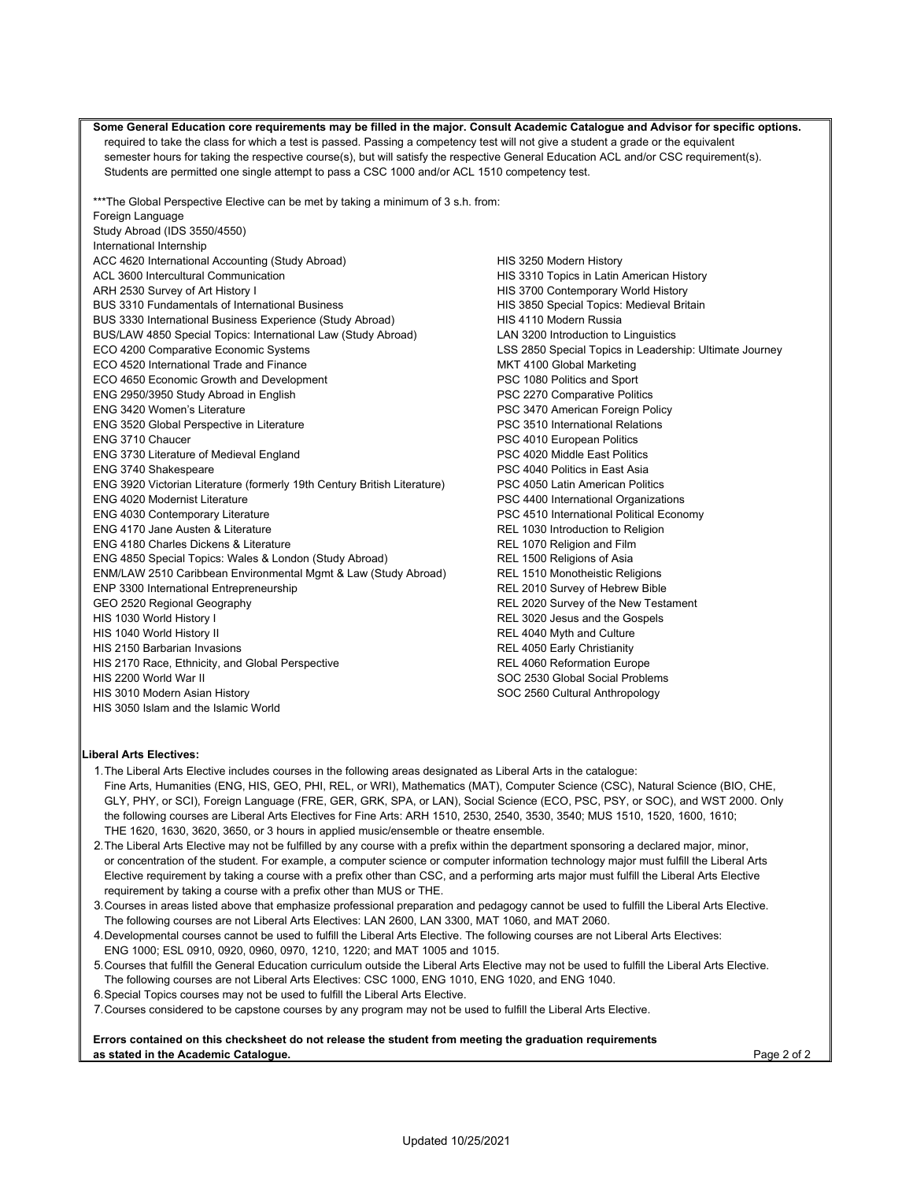**Some General Education core requirements may be filled in the major. Consult Academic Catalogue and Advisor for specific options.**

required to take the class for which a test is passed. Passing a competency test will not give a student a grade or the equivalent semester hours for taking the respective course(s), but will satisfy the respective General Education ACL and/or CSC requirement(s). Students are permitted one single attempt to pass a CSC 1000 and/or ACL 1510 competency test.

***The Global Perspective Elective can be met by taking a minimum of 3 s.h. from:

Foreign Language
Study Abroad (IDS 3550/4550)
International Internship
ACC 4620 International Accounting (Study Abroad)
ACL 3600 Intercultural Communication
ARH 2530 Survey of Art History I
BUS 3310 Fundamentals of International Business
BUS 3330 International Business Experience (Study Abroad)
BUS/LAW 4850 Special Topics: International Law (Study Abroad)
ECO 4200 Comparative Economic Systems
ECO 4520 International Trade and Finance
ECO 4650 Economic Growth and Development
ENG 2950/3950 Study Abroad in English
ENG 3420 Women's Literature
ENG 3520 Global Perspective in Literature
ENG 3710 Chaucer
ENG 3730 Literature of Medieval England
ENG 3740 Shakespeare
ENG 3920 Victorian Literature (formerly 19th Century British Literature)
ENG 4020 Modernist Literature
ENG 4030 Contemporary Literature
ENG 4170 Jane Austen & Literature
ENG 4180 Charles Dickens & Literature
ENG 4850 Special Topics: Wales & London (Study Abroad)
ENM/LAW 2510 Caribbean Environmental Mgmt & Law (Study Abroad)
ENP 3300 International Entrepreneurship
GEO 2520 Regional Geography
HIS 1030 World History I
HIS 1040 World History II
HIS 2150 Barbarian Invasions
HIS 2170 Race, Ethnicity, and Global Perspective
HIS 2200 World War II
HIS 3010 Modern Asian History
HIS 3050 Islam and the Islamic World
HIS 3250 Modern History
HIS 3310 Topics in Latin American History
HIS 3700 Contemporary World History
HIS 3850 Special Topics: Medieval Britain
HIS 4110 Modern Russia
LAN 3200 Introduction to Linguistics
LSS 2850 Special Topics in Leadership: Ultimate Journey
MKT 4100 Global Marketing
PSC 1080 Politics and Sport
PSC 2270 Comparative Politics
PSC 3470 American Foreign Policy
PSC 3510 International Relations
PSC 4010 European Politics
PSC 4020 Middle East Politics
PSC 4040 Politics in East Asia
PSC 4050 Latin American Politics
PSC 4400 International Organizations
PSC 4510 International Political Economy
REL 1030 Introduction to Religion
REL 1070 Religion and Film
REL 1500 Religions of Asia
REL 1510 Monotheistic Religions
REL 2010 Survey of Hebrew Bible
REL 2020 Survey of the New Testament
REL 3020 Jesus and the Gospels
REL 4040 Myth and Culture
REL 4050 Early Christianity
REL 4060 Reformation Europe
SOC 2530 Global Social Problems
SOC 2560 Cultural Anthropology

**Liberal Arts Electives:**

1. The Liberal Arts Elective includes courses in the following areas designated as Liberal Arts in the catalogue: Fine Arts, Humanities (ENG, HIS, GEO, PHI, REL, or WRI), Mathematics (MAT), Computer Science (CSC), Natural Science (BIO, CHE, GLY, PHY, or SCI), Foreign Language (FRE, GER, GRK, SPA, or LAN), Social Science (ECO, PSC, PSY, or SOC), and WST 2000. Only the following courses are Liberal Arts Electives for Fine Arts: ARH 1510, 2530, 2540, 3530, 3540; MUS 1510, 1520, 1600, 1610; THE 1620, 1630, 3620, 3650, or 3 hours in applied music/ensemble or theatre ensemble.
2. The Liberal Arts Elective may not be fulfilled by any course with a prefix within the department sponsoring a declared major, minor, or concentration of the student. For example, a computer science or computer information technology major must fulfill the Liberal Arts Elective requirement by taking a course with a prefix other than CSC, and a performing arts major must fulfill the Liberal Arts Elective requirement by taking a course with a prefix other than MUS or THE.
3. Courses in areas listed above that emphasize professional preparation and pedagogy cannot be used to fulfill the Liberal Arts Elective. The following courses are not Liberal Arts Electives: LAN 2600, LAN 3300, MAT 1060, and MAT 2060.
4. Developmental courses cannot be used to fulfill the Liberal Arts Elective. The following courses are not Liberal Arts Electives: ENG 1000; ESL 0910, 0920, 0960, 0970, 1210, 1220; and MAT 1005 and 1015.
5. Courses that fulfill the General Education curriculum outside the Liberal Arts Elective may not be used to fulfill the Liberal Arts Elective. The following courses are not Liberal Arts Electives: CSC 1000, ENG 1010, ENG 1020, and ENG 1040.
6. Special Topics courses may not be used to fulfill the Liberal Arts Elective.
7. Courses considered to be capstone courses by any program may not be used to fulfill the Liberal Arts Elective.

**Errors contained on this checksheet do not release the student from meeting the graduation requirements as stated in the Academic Catalogue.**

Updated 10/25/2021